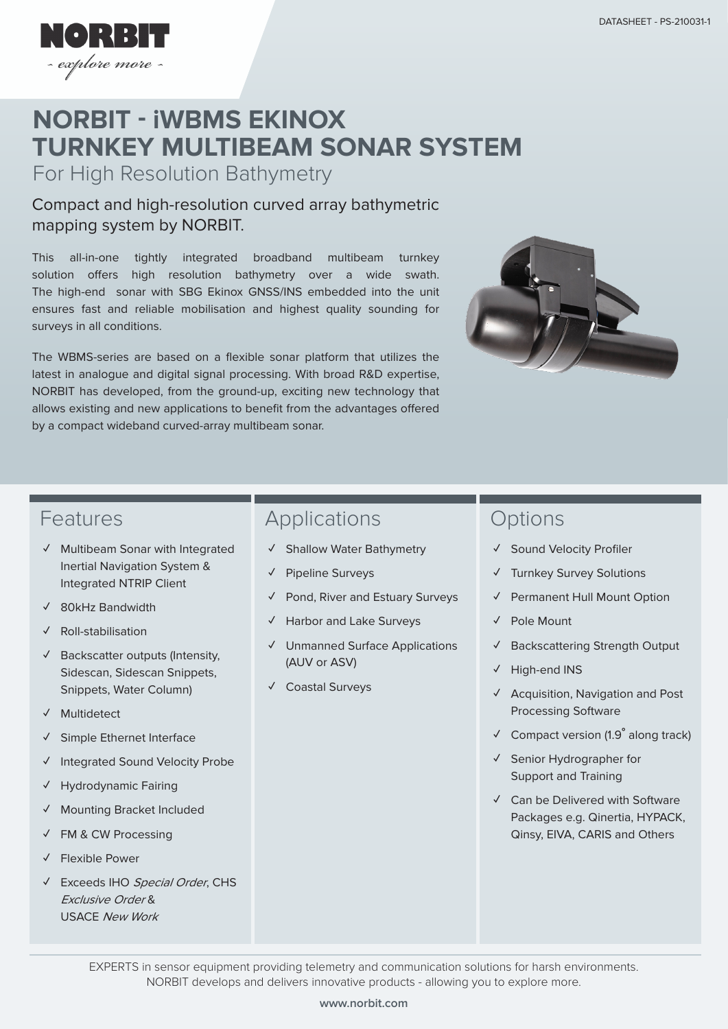NORBIT
- explore more -

DATASHEET - PS-210031-1

# NORBIT - iWBMS EKINOX TURNKEY MULTIBEAM SONAR SYSTEM

For High Resolution Bathymetry

## Compact and high-resolution curved array bathymetric mapping system by NORBIT.

This all-in-one tightly integrated broadband multibeam turnkey solution offers high resolution bathymetry over a wide swath. The high-end sonar with SBG Ekinox GNSS/INS embedded into the unit ensures fast and reliable mobilisation and highest quality sounding for surveys in all conditions.

The WBMS-series are based on a flexible sonar platform that utilizes the latest in analogue and digital signal processing. With broad R&D expertise, NORBIT has developed, from the ground-up, exciting new technology that allows existing and new applications to benefit from the advantages offered by a compact wideband curved-array multibeam sonar.

## Features

- ✓ Multibeam Sonar with Integrated Inertial Navigation System & Integrated NTRIP Client
- ✓ 80kHz Bandwidth
- ✓ Roll-stabilisation
- ✓ Backscatter outputs (Intensity, Sidescan, Sidescan Snippets, Snippets, Water Column)
- ✓ Multidetect
- ✓ Simple Ethernet Interface
- ✓ Integrated Sound Velocity Probe
- ✓ Hydrodynamic Fairing
- ✓ Mounting Bracket Included
- ✓ FM & CW Processing
- ✓ Flexible Power
- ✓ Exceeds IHO *Special Order*, CHS *Exclusive Order* & USACE *New Work*

## Applications

- ✓ Shallow Water Bathymetry
- ✓ Pipeline Surveys
- ✓ Pond, River and Estuary Surveys
- ✓ Harbor and Lake Surveys
- ✓ Unmanned Surface Applications (AUV or ASV)
- ✓ Coastal Surveys

## Options

- ✓ Sound Velocity Profiler
- ✓ Turnkey Survey Solutions
- ✓ Permanent Hull Mount Option
- ✓ Pole Mount
- ✓ Backscattering Strength Output
- ✓ High-end INS
- ✓ Acquisition, Navigation and Post Processing Software
- ✓ Compact version (1.9° along track)
- ✓ Senior Hydrographer for Support and Training
- ✓ Can be Delivered with Software Packages e.g. Qinertia, HYPACK, Qinsy, EIVA, CARIS and Others

EXPERTS in sensor equipment providing telemetry and communication solutions for harsh environments. NORBIT develops and delivers innovative products - allowing you to explore more.

www.norbit.com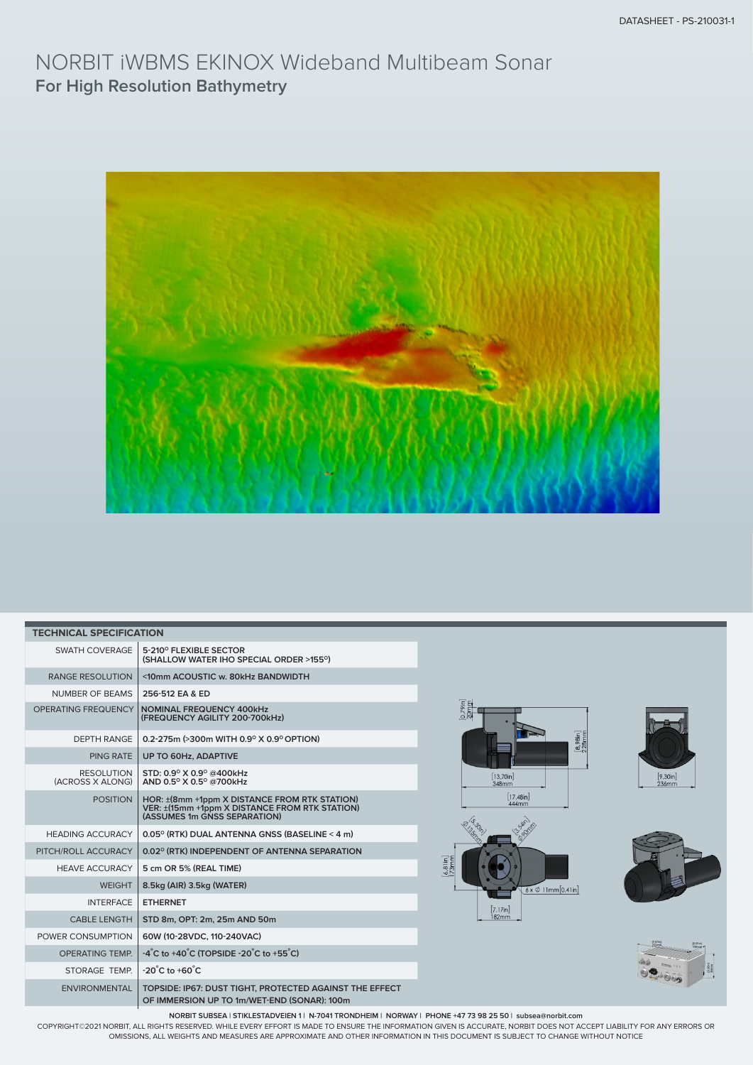DATASHEET - PS-210031-1

# NORBIT iWBMS EKINOX Wideband Multibeam Sonar

## For High Resolution Bathymetry

### TECHNICAL SPECIFICATION

| | |
|---|---|
| SWATH COVERAGE | 5-210° FLEXIBLE SECTOR (SHALLOW WATER IHO SPECIAL ORDER >155°) |
| RANGE RESOLUTION | <10mm ACOUSTIC w. 80kHz BANDWIDTH |
| NUMBER OF BEAMS | 256-512 EA & ED |
| OPERATING FREQUENCY | NOMINAL FREQUENCY 400kHz (FREQUENCY AGILITY 200-700kHz) |
| DEPTH RANGE | 0.2-275m (>300m WITH 0.9° X 0.9° OPTION) |
| PING RATE | UP TO 60Hz, ADAPTIVE |
| RESOLUTION (ACROSS X ALONG) | STD: 0.9° X 0.9° @400kHz AND 0.5° X 0.5° @700kHz |
| POSITION | HOR: ±(8mm +1ppm X DISTANCE FROM RTK STATION) VER: ±(15mm +1ppm X DISTANCE FROM RTK STATION) (ASSUMES 1m GNSS SEPARATION) |
| HEADING ACCURACY | 0.05° (RTK) DUAL ANTENNA GNSS (BASELINE < 4 m) |
| PITCH/ROLL ACCURACY | 0.02° (RTK) INDEPENDENT OF ANTENNA SEPARATION |
| HEAVE ACCURACY | 5 cm OR 5% (REAL TIME) |
| WEIGHT | 8.5kg (AIR) 3.5kg (WATER) |
| INTERFACE | ETHERNET |
| CABLE LENGTH | STD 8m, OPT: 2m, 25m AND 50m |
| POWER CONSUMPTION | 60W (10-28VDC, 110-240VAC) |
| OPERATING TEMP. | -4°C to +40°C (TOPSIDE -20°C to +55°C) |
| STORAGE TEMP. | -20°C to +60°C |
| ENVIRONMENTAL | TOPSIDE: IP67: DUST TIGHT, PROTECTED AGAINST THE EFFECT OF IMMERSION UP TO 1m/WET-END (SONAR): 100m |

[0,79in] 20mm

[8,98in] 228mm

[13,70in] 348mm

[17,48in] 444mm

[9,30in] 236mm

[5,30in] Ø135mm

[3,54in] Ø90mm

[6,81in] 173mm

6 x Ø 11mm [0,41in]

[7,17in] 182mm

NORBIT SUBSEA | STIKLESTADVEIEN 1 | N-7041 TRONDHEIM | NORWAY | PHONE +47 73 98 25 50 | subsea@norbit.com

COPYRIGHT©2021 NORBIT, ALL RIGHTS RESERVED. WHILE EVERY EFFORT IS MADE TO ENSURE THE INFORMATION GIVEN IS ACCURATE, NORBIT DOES NOT ACCEPT LIABILITY FOR ANY ERRORS OR OMISSIONS, ALL WEIGHTS AND MEASURES ARE APPROXIMATE AND OTHER INFORMATION IN THIS DOCUMENT IS SUBJECT TO CHANGE WITHOUT NOTICE